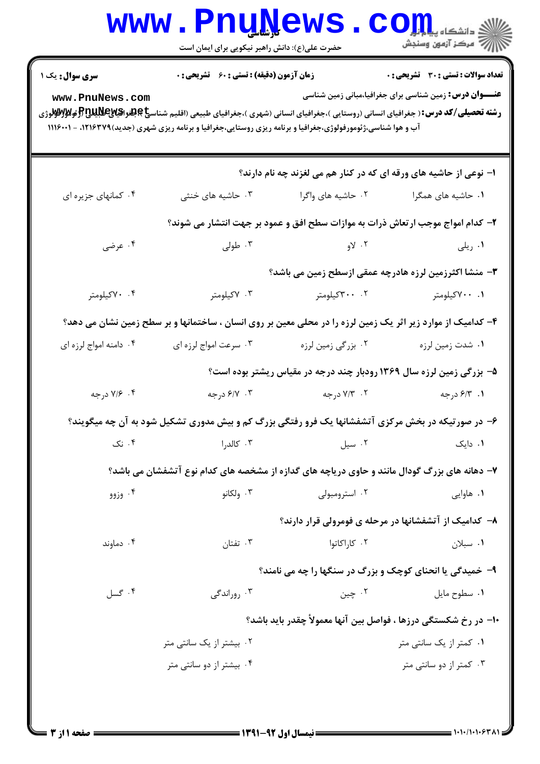**سری سوال:** یک ۱ | **زمان آزمون (دقیقه) : تستی : ۶۰ تشریحی : ۰** | **تعداد سوالات : تستی : ۳۰ تشریحی : ۰**

**عنـــوان درس:** زمین شناسی برای جغرافیا،مبانی زمین شناسی

**رشته تحصیلی/کد درس:** ( جغرافیای انسانی (روستایی )،جغرافیای انسانی (شهری )،جغرافیای طبیعی (اقلیم شناسی )،جغرافیای طبیعی (ژئومورفولوژی آب و هوا شناسی،ژئومورفولوژی،جغرافیا و برنامه ریزی روستایی،جغرافیا و برنامه ریزی شهری (جدید)۱۲۱۶۳۷۹، - ۱۱۱۶۰۰۱

۱- نوعی از حاشیه های ورقه ای که در کنار هم می لغزند چه نام دارند؟

۱. حاشیه های همگرا
۲. حاشیه های واگرا
۳. حاشیه های خنثی
۴. کمانهای جزیره ای

۲- کدام امواج موجب ارتعاش ذرات به موازات سطح افق و عمود بر جهت انتشار می شوند؟

۱. ریلی
۲. لاو
۳. طولی
۴. عرضی

۳- منشا اکثرزمین لرزه هادرچه عمقی ازسطح زمین می باشد؟

۱. ۷۰۰کیلومتر
۲. ۳۰۰کیلومتر
۳. ۷کیلومتر
۴. ۷۰کیلومتر

۴- کدامیک از موارد زیر اثر یک زمین لرزه را در محلی معین بر روی انسان ، ساختمانها و بر سطح زمین نشان می دهد؟

۱. شدت زمین لرزه
۲. بزرگی زمین لرزه
۳. سرعت امواج لرزه ای
۴. دامنه امواج لرزه ای

۵- بزرگی زمین لرزه سال ۱۳۶۹ رودبار چند درجه در مقیاس ریشتر بوده است؟

۱. ۶/۳ درجه
۲. ۷/۳ درجه
۳. ۶/۷ درجه
۴. ۷/۶ درجه

۶- در صورتیکه در بخش مرکزی آتشفشانها یک فرو رفتگی بزرگ کم و بیش مدوری تشکیل شود به آن چه میگویند؟

۱. دایک
۲. سیل
۳. کالدرا
۴. نک

۷- دهانه های بزرگ گودال مانند و حاوی دریاچه های گدازه از مشخصه های کدام نوع آتشفشان می باشد؟

۱. هاوایی
۲. استرومبولی
۳. ولکانو
۴. وزوو

۸- کدامیک از آتشفشانها در مرحله ی فومرولی قرار دارند؟

۱. سبلان
۲. کاراکاتوا
۳. تفتان
۴. دماوند

۹- خمیدگی یا انحنای کوچک و بزرگ در سنگها را چه می نامند؟

۱. سطوح مایل
۲. چین
۳. روراندگی
۴. گسل

۱۰- در رخ شکستگی درزها ، فواصل بین آنها معمولاً چقدر باید باشد؟

۱. کمتر از یک سانتی متر
۲. بیشتر از یک سانتی متر
۳. کمتر از دو سانتی متر
۴. بیشتر از دو سانتی متر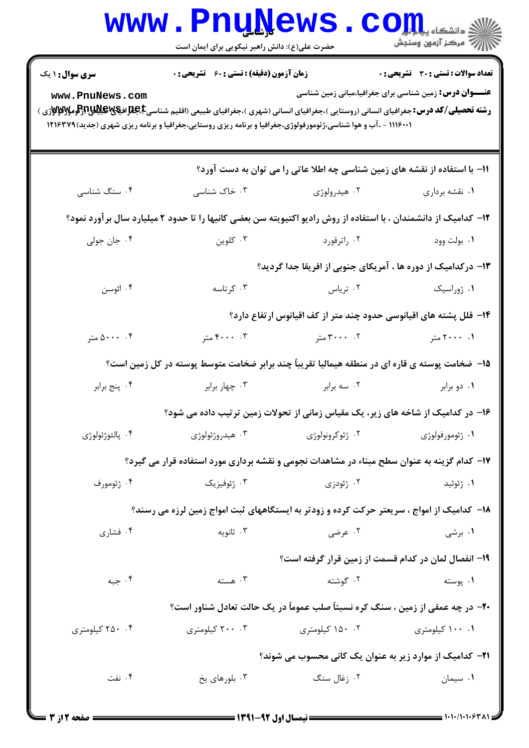**سری سوال:** ۱ یک

**زمان آزمون (دقیقه) : تستی : ۶۰ تشریحی : ۰**

**تعداد سوالات : تستی : ۳۰ تشریحی : ۰**

**عنـــوان درس:** زمین شناسی برای جغرافیا،مبانی زمین شناسی

**رشته تحصیلی/کد درس:** جغرافیای انسانی (روستایی )،جغرافیای انسانی (شهری )،جغرافیای طبیعی (اقلیم شناسی)،جغرافیای طبیعی (ژئومورفولوژی ) ۱۱۱۶۰۰۱ - ،آب و هوا شناسی،ژئومورفولوژی،جغرافیا و برنامه ریزی روستایی،جغرافیا و برنامه ریزی شهری (جدید)۱۲۱۶۳۷۹

---

**۱۱- با استفاده از نقشه های زمین شناسی چه اطلا عاتی را می توان به دست آورد؟**

۱. نقشه برداری ۲. هیدرولوژی ۳. خاک شناسی ۴. سنگ شناسی

**۱۲- کدامیک از دانشمندان ، با استفاده از روش رادیو اکتیویته سن بعضی کانیها را تا حدود ۲ میلیارد سال برآورد نمود؟**

۱. بولت وود ۲. راترفورد ۳. کلوین ۴. جان جولی

**۱۳- درکدامیک از دوره ها ، آمریکای جنوبی از افریقا جدا گردید؟**

۱. ژوراسیک ۲. تریاس ۳. کرتاسه ۴. ائوسن

**۱۴- قلل پشته های اقیانوسی حدود چند متر از کف اقیانوس ارتفاع دارد؟**

۱. ۲۰۰۰ متر ۲. ۳۰۰۰ متر ۳. ۴۰۰۰ متر ۴. ۵۰۰۰ متر

**۱۵- ضخامت پوسته ی قاره ای در منطقه هیمالیا تقریباً چند برابر ضخامت متوسط پوسته در کل زمین است؟**

۱. دو برابر ۲. سه برابر ۳. چهار برابر ۴. پنج برابر

**۱۶- در کدامیک از شاخه های زیر، یک مقیاس زمانی از تحولات زمین ترتیب داده می شود؟**

۱. ژئومورفولوژی ۲. ژئوکرونولوژی ۳. هیدروژئولوژی ۴. پالئوژئولوژی

**۱۷- کدام گزینه به عنوان سطح مبناء در مشاهدات نجومی و نقشه برداری مورد استفاده قرار می گیرد؟**

۱. ژئوئید ۲. ژئودزی ۳. ژئوفیزیک ۴. ژئومورف

**۱۸- کدامیک از امواج ، سریعتر حرکت کرده و زودتر به ایستگاههای ثبت امواج زمین لرزه می رسند؟**

۱. برشی ۲. عرضی ۳. ثانویه ۴. فشاری

**۱۹- انفصال لمان در کدام قسمت از زمین قرار گرفته است؟**

۱. پوسته ۲. گوشته ۳. هسته ۴. جبه

**۲۰- در چه عمقی از زمین ، سنگ کره نسبتاً صلب عموماً در یک حالت تعادل شناور است؟**

۱. ۱۰۰ کیلومتری ۲. ۱۵۰ کیلومتری ۳. ۲۰۰ کیلومتری ۴. ۲۵۰ کیلومتری

**۲۱- کدامیک از موارد زیر به عنوان یک کانی محسوب می شوند؟**

۱. سیمان ۲. زغال سنگ ۳. بلورهای یخ ۴. نفت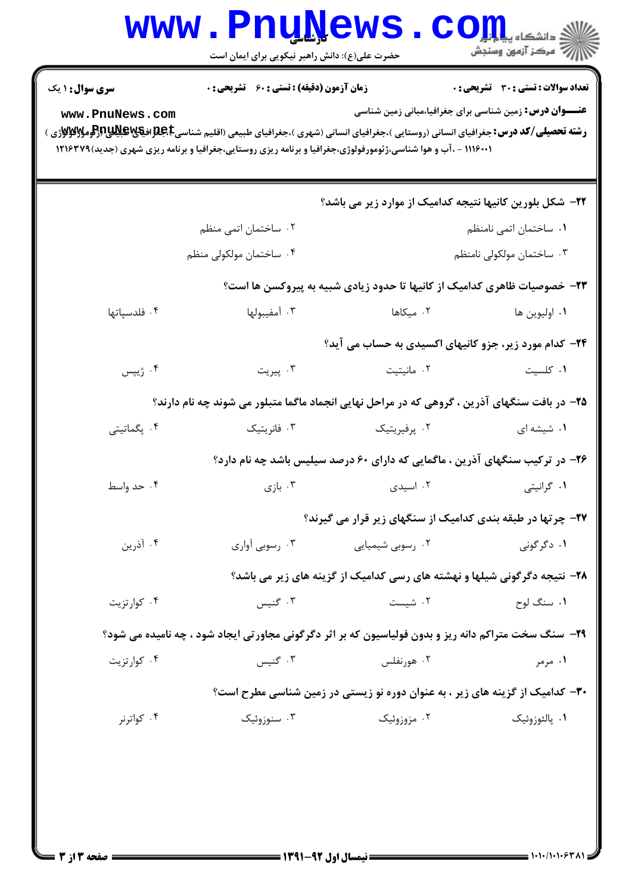**سری سوال:** ۱ یک

**زمان آزمون (دقیقه) : تستی :** ۶۰ **تشریحی :** ۰

**تعداد سوالات : تستی :** ۳۰ **تشریحی :** ۰

**عنـــوان درس:** زمین شناسی برای جغرافیا،مبانی زمین شناسی

**رشته تحصیلی/کد درس:** جغرافیای انسانی (روستایی )،جغرافیای انسانی (شهری )،جغرافیای طبیعی (اقلیم شناسی)،جغرافیای طبیعی (ژئومورفولوژی ) ۱۱۱۶۰۰۱ - ،آب و هوا شناسی،ژئومورفولوژی،جغرافیا و برنامه ریزی روستایی،جغرافیا و برنامه ریزی شهری (جدید)۱۲۱۶۳۷۹

**۲۲- شکل بلورین کانیها نتیجه کدامیک از موارد زیر می باشد؟**

۱. ساختمان اتمی نامنظم

۲. ساختمان اتمی منظم

۳. ساختمان مولکولی نامنظم

۴. ساختمان مولکولی منظم

**۲۳- خصوصیات ظاهری کدامیک از کانیها تا حدود زیادی شبیه به پیروکسن ها است؟**

۱. اولیوین ها

۲. میکاها

۳. آمفیبولها

۴. فلدسپاتها

**۲۴- کدام مورد زیر، جزو کانیهای اکسیدی به حساب می آید؟**

۱. کلسیت

۲. مانیتیت

۳. پیریت

۴. ژیپس

**۲۵- در بافت سنگهای آذرین ، گروهی که در مراحل نهایی انجماد ماگما متبلور می شوند چه نام دارند؟**

۱. شیشه ای

۲. پرفیریتیک

۳. فانریتیک

۴. پگماتیتی

**۲۶- در ترکیب سنگهای آذرین ، ماگمایی که دارای ۶۰ درصد سیلیس باشد چه نام دارد؟**

۱. گرانیتی

۲. اسیدی

۳. بازی

۴. حد واسط

**۲۷- چرتها در طبقه بندی کدامیک از سنگهای زیر قرار می گیرند؟**

۱. دگرگونی

۲. رسوبی شیمیایی

۳. رسوبی آواری

۴. آذرین

**۲۸- نتیجه دگرگونی شیلها و نهشته های رسی کدامیک از گزینه های زیر می باشد؟**

۱. سنگ لوح

۲. شیست

۳. گنیس

۴. کوارتزیت

**۲۹- سنگ سخت متراکم دانه ریز و بدون فولیاسیون که بر اثر دگرگونی مجاورتی ایجاد شود ، چه نامیده می شود؟**

۱. مرمر

۲. هورنفلس

۳. گنیس

۴. کوارتزیت

**۳۰- کدامیک از گزینه های زیر ، به عنوان دوره نو زیستی در زمین شناسی مطرح است؟**

۱. پالئوزوئیک

۲. مزوزوئیک

۳. سنوزوئیک

۴. کواترنر